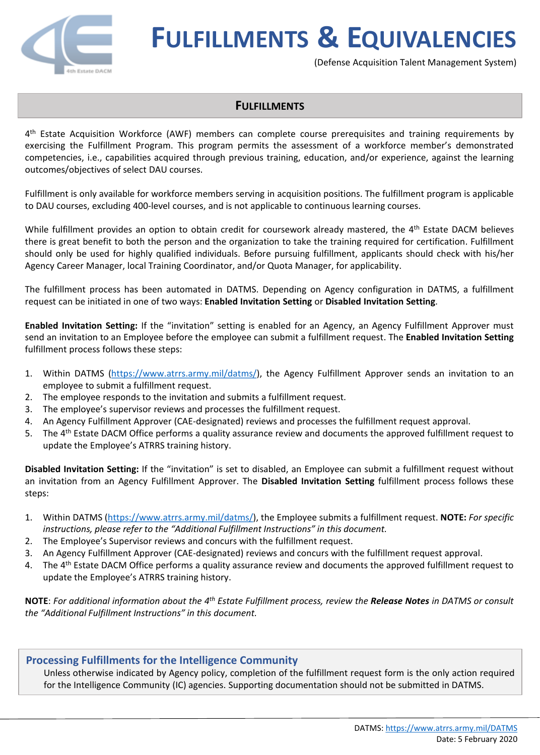# FULFILLMENTS & EQUIVALENCIES

(Defense Acquisition Talent Management System)

## FULFILLMENTS

4th Estate Acquisition Workforce (AWF) members can complete course prerequisites and training requirements by exercising the Fulfillment Program. This program permits the assessment of a workforce member's demonstrated competencies, i.e., capabilities acquired through previous training, education, and/or experience, against the learning outcomes/objectives of select DAU courses.

Fulfillment is only available for workforce members serving in acquisition positions. The fulfillment program is applicable to DAU courses, excluding 400-level courses, and is not applicable to continuous learning courses.

While fulfillment provides an option to obtain credit for coursework already mastered, the 4th Estate DACM believes there is great benefit to both the person and the organization to take the training required for certification. Fulfillment should only be used for highly qualified individuals. Before pursuing fulfillment, applicants should check with his/her Agency Career Manager, local Training Coordinator, and/or Quota Manager, for applicability.

The fulfillment process has been automated in DATMS. Depending on Agency configuration in DATMS, a fulfillment request can be initiated in one of two ways: **Enabled Invitation Setting** or **Disabled Invitation Setting**.

**Enabled Invitation Setting:** If the "invitation" setting is enabled for an Agency, an Agency Fulfillment Approver must send an invitation to an Employee before the employee can submit a fulfillment request. The **Enabled Invitation Setting** fulfillment process follows these steps:

1. Within DATMS (https://www.atrrs.army.mil/datms/), the Agency Fulfillment Approver sends an invitation to an employee to submit a fulfillment request.
2. The employee responds to the invitation and submits a fulfillment request.
3. The employee's supervisor reviews and processes the fulfillment request.
4. An Agency Fulfillment Approver (CAE-designated) reviews and processes the fulfillment request approval.
5. The 4th Estate DACM Office performs a quality assurance review and documents the approved fulfillment request to update the Employee's ATRRS training history.

**Disabled Invitation Setting:** If the "invitation" is set to disabled, an Employee can submit a fulfillment request without an invitation from an Agency Fulfillment Approver. The **Disabled Invitation Setting** fulfillment process follows these steps:

1. Within DATMS (https://www.atrrs.army.mil/datms/), the Employee submits a fulfillment request. **NOTE:** *For specific instructions, please refer to the "Additional Fulfillment Instructions" in this document.*
2. The Employee's Supervisor reviews and concurs with the fulfillment request.
3. An Agency Fulfillment Approver (CAE-designated) reviews and concurs with the fulfillment request approval.
4. The 4th Estate DACM Office performs a quality assurance review and documents the approved fulfillment request to update the Employee's ATRRS training history.

**NOTE**: *For additional information about the 4th Estate Fulfillment process, review the **Release Notes** in DATMS or consult the "Additional Fulfillment Instructions" in this document.*

### Processing Fulfillments for the Intelligence Community

Unless otherwise indicated by Agency policy, completion of the fulfillment request form is the only action required for the Intelligence Community (IC) agencies. Supporting documentation should not be submitted in DATMS.

DATMS: https://www.atrrs.army.mil/DATMS
Date: 5 February 2020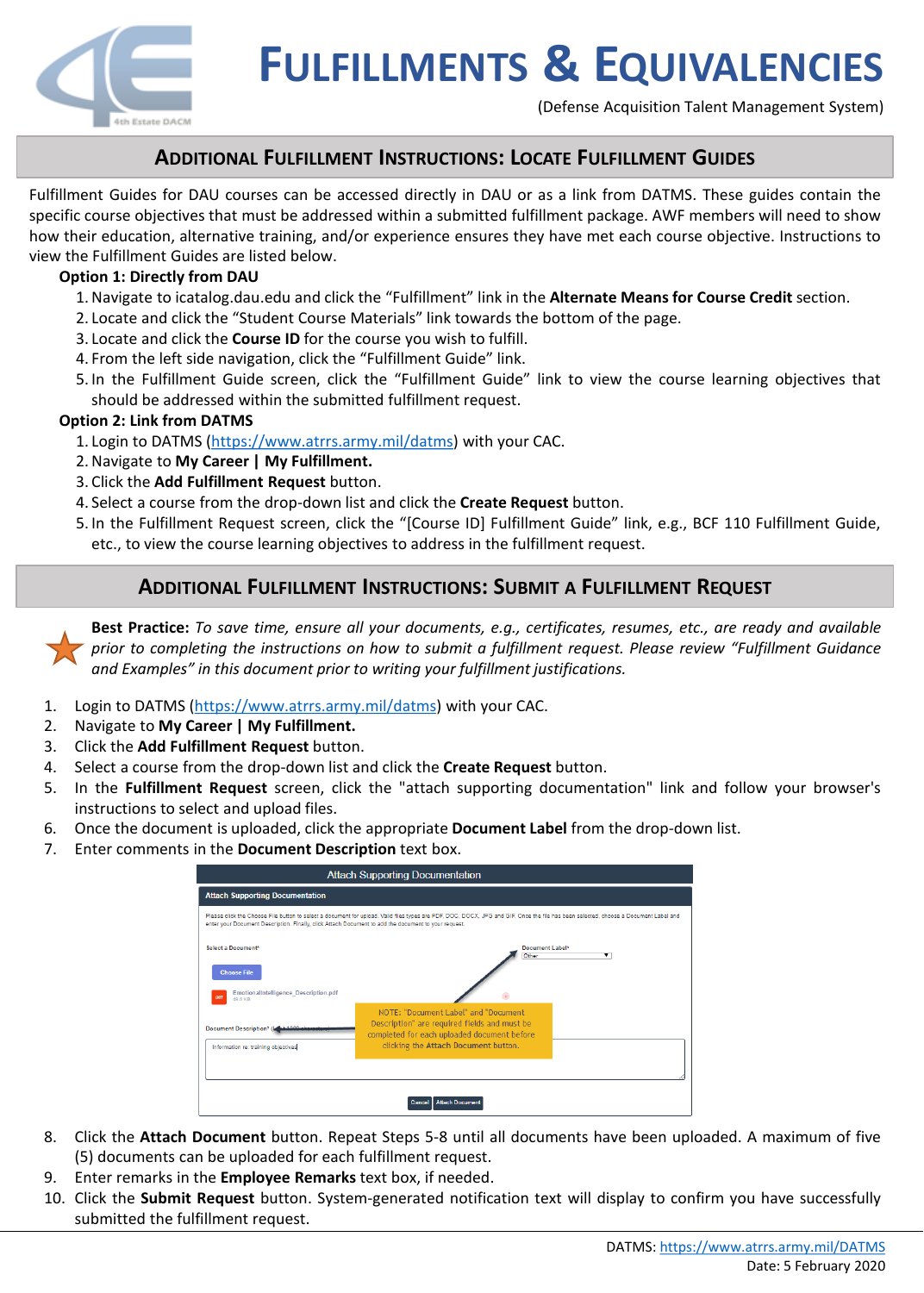# FULFILLMENTS & EQUIVALENCIES

(Defense Acquisition Talent Management System)

## ADDITIONAL FULFILLMENT INSTRUCTIONS: LOCATE FULFILLMENT GUIDES

Fulfillment Guides for DAU courses can be accessed directly in DAU or as a link from DATMS. These guides contain the specific course objectives that must be addressed within a submitted fulfillment package. AWF members will need to show how their education, alternative training, and/or experience ensures they have met each course objective. Instructions to view the Fulfillment Guides are listed below.

**Option 1: Directly from DAU**

1. Navigate to icatalog.dau.edu and click the "Fulfillment" link in the **Alternate Means for Course Credit** section.
2. Locate and click the "Student Course Materials" link towards the bottom of the page.
3. Locate and click the **Course ID** for the course you wish to fulfill.
4. From the left side navigation, click the "Fulfillment Guide" link.
5. In the Fulfillment Guide screen, click the "Fulfillment Guide" link to view the course learning objectives that should be addressed within the submitted fulfillment request.

**Option 2: Link from DATMS**

1. Login to DATMS (https://www.atrrs.army.mil/datms) with your CAC.
2. Navigate to **My Career | My Fulfillment.**
3. Click the **Add Fulfillment Request** button.
4. Select a course from the drop-down list and click the **Create Request** button.
5. In the Fulfillment Request screen, click the "[Course ID] Fulfillment Guide" link, e.g., BCF 110 Fulfillment Guide, etc., to view the course learning objectives to address in the fulfillment request.

## ADDITIONAL FULFILLMENT INSTRUCTIONS: SUBMIT A FULFILLMENT REQUEST

**Best Practice:** *To save time, ensure all your documents, e.g., certificates, resumes, etc., are ready and available prior to completing the instructions on how to submit a fulfillment request. Please review "Fulfillment Guidance and Examples" in this document prior to writing your fulfillment justifications.*

1. Login to DATMS (https://www.atrrs.army.mil/datms) with your CAC.
2. Navigate to **My Career | My Fulfillment.**
3. Click the **Add Fulfillment Request** button.
4. Select a course from the drop-down list and click the **Create Request** button.
5. In the **Fulfillment Request** screen, click the "attach supporting documentation" link and follow your browser's instructions to select and upload files.
6. Once the document is uploaded, click the appropriate **Document Label** from the drop-down list.
7. Enter comments in the **Document Description** text box.

8. Click the **Attach Document** button. Repeat Steps 5-8 until all documents have been uploaded. A maximum of five (5) documents can be uploaded for each fulfillment request.
9. Enter remarks in the **Employee Remarks** text box, if needed.
10. Click the **Submit Request** button. System-generated notification text will display to confirm you have successfully submitted the fulfillment request.

DATMS: https://www.atrrs.army.mil/DATMS
Date: 5 February 2020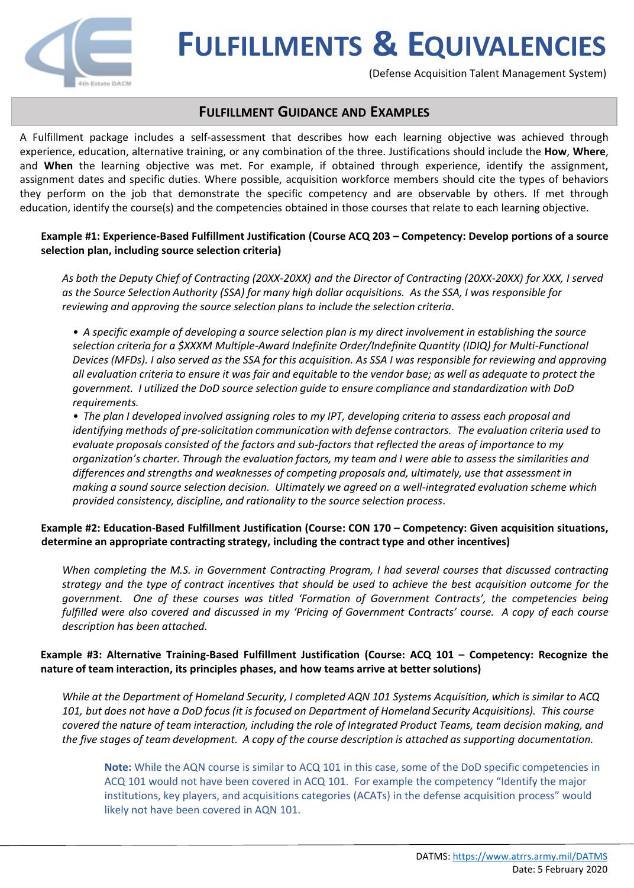# FULFILLMENTS & EQUIVALENCIES

(Defense Acquisition Talent Management System)

## FULFILLMENT GUIDANCE AND EXAMPLES

A Fulfillment package includes a self-assessment that describes how each learning objective was achieved through experience, education, alternative training, or any combination of the three. Justifications should include the **How**, **Where**, and **When** the learning objective was met. For example, if obtained through experience, identify the assignment, assignment dates and specific duties. Where possible, acquisition workforce members should cite the types of behaviors they perform on the job that demonstrate the specific competency and are observable by others. If met through education, identify the course(s) and the competencies obtained in those courses that relate to each learning objective.

**Example #1: Experience-Based Fulfillment Justification (Course ACQ 203 – Competency: Develop portions of a source selection plan, including source selection criteria)**

*As both the Deputy Chief of Contracting (20XX-20XX) and the Director of Contracting (20XX-20XX) for XXX, I served as the Source Selection Authority (SSA) for many high dollar acquisitions. As the SSA, I was responsible for reviewing and approving the source selection plans to include the selection criteria.*

- *A specific example of developing a source selection plan is my direct involvement in establishing the source selection criteria for a $XXXM Multiple-Award Indefinite Order/Indefinite Quantity (IDIQ) for Multi-Functional Devices (MFDs). I also served as the SSA for this acquisition. As SSA I was responsible for reviewing and approving all evaluation criteria to ensure it was fair and equitable to the vendor base; as well as adequate to protect the government. I utilized the DoD source selection guide to ensure compliance and standardization with DoD requirements.*
- *The plan I developed involved assigning roles to my IPT, developing criteria to assess each proposal and identifying methods of pre-solicitation communication with defense contractors. The evaluation criteria used to evaluate proposals consisted of the factors and sub-factors that reflected the areas of importance to my organization's charter. Through the evaluation factors, my team and I were able to assess the similarities and differences and strengths and weaknesses of competing proposals and, ultimately, use that assessment in making a sound source selection decision. Ultimately we agreed on a well-integrated evaluation scheme which provided consistency, discipline, and rationality to the source selection process.*

**Example #2: Education-Based Fulfillment Justification (Course: CON 170 – Competency: Given acquisition situations, determine an appropriate contracting strategy, including the contract type and other incentives)**

*When completing the M.S. in Government Contracting Program, I had several courses that discussed contracting strategy and the type of contract incentives that should be used to achieve the best acquisition outcome for the government. One of these courses was titled 'Formation of Government Contracts', the competencies being fulfilled were also covered and discussed in my 'Pricing of Government Contracts' course. A copy of each course description has been attached.*

**Example #3: Alternative Training-Based Fulfillment Justification (Course: ACQ 101 – Competency: Recognize the nature of team interaction, its principles phases, and how teams arrive at better solutions)**

*While at the Department of Homeland Security, I completed AQN 101 Systems Acquisition, which is similar to ACQ 101, but does not have a DoD focus (it is focused on Department of Homeland Security Acquisitions). This course covered the nature of team interaction, including the role of Integrated Product Teams, team decision making, and the five stages of team development. A copy of the course description is attached as supporting documentation.*

> **Note:** While the AQN course is similar to ACQ 101 in this case, some of the DoD specific competencies in ACQ 101 would not have been covered in ACQ 101. For example the competency "Identify the major institutions, key players, and acquisitions categories (ACATs) in the defense acquisition process" would likely not have been covered in AQN 101.

DATMS: https://www.atrrs.army.mil/DATMS
Date: 5 February 2020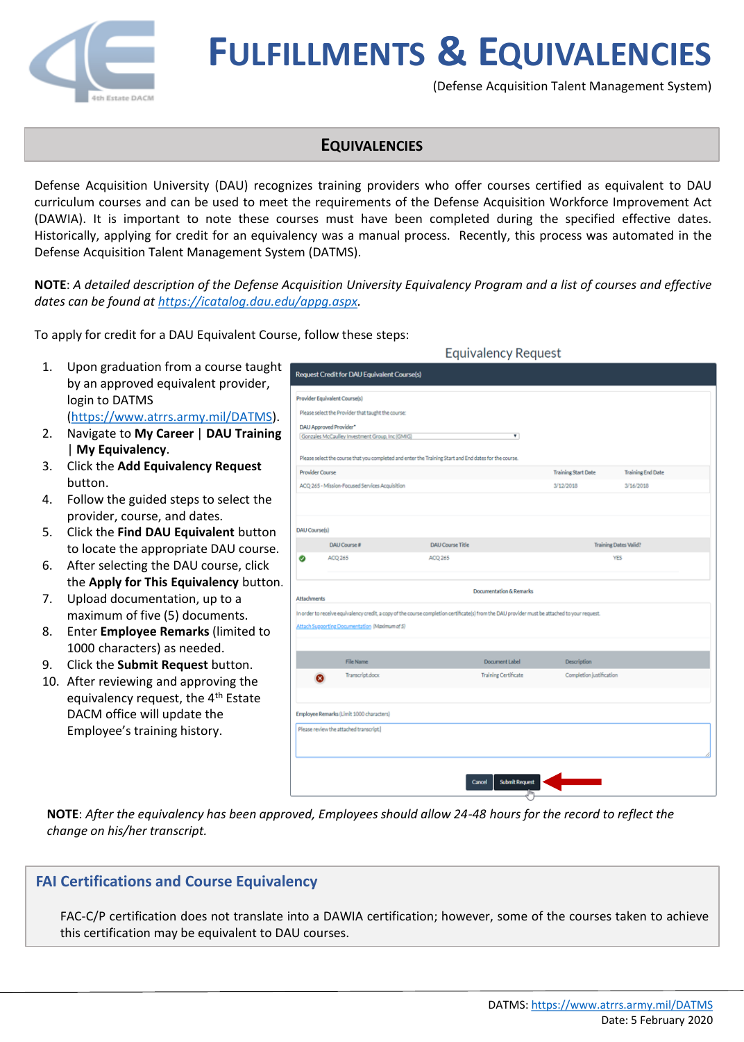# FULFILLMENTS & EQUIVALENCIES

(Defense Acquisition Talent Management System)

## EQUIVALENCIES

Defense Acquisition University (DAU) recognizes training providers who offer courses certified as equivalent to DAU curriculum courses and can be used to meet the requirements of the Defense Acquisition Workforce Improvement Act (DAWIA). It is important to note these courses must have been completed during the specified effective dates. Historically, applying for credit for an equivalency was a manual process. Recently, this process was automated in the Defense Acquisition Talent Management System (DATMS).

**NOTE**: *A detailed description of the Defense Acquisition University Equivalency Program and a list of courses and effective dates can be found at https://icatalog.dau.edu/appg.aspx.*

To apply for credit for a DAU Equivalent Course, follow these steps:

1. Upon graduation from a course taught by an approved equivalent provider, login to DATMS (https://www.atrrs.army.mil/DATMS).
2. Navigate to **My Career** | **DAU Training** | **My Equivalency**.
3. Click the **Add Equivalency Request** button.
4. Follow the guided steps to select the provider, course, and dates.
5. Click the **Find DAU Equivalent** button to locate the appropriate DAU course.
6. After selecting the DAU course, click the **Apply for This Equivalency** button.
7. Upload documentation, up to a maximum of five (5) documents.
8. Enter **Employee Remarks** (limited to 1000 characters) as needed.
9. Click the **Submit Request** button.
10. After reviewing and approving the equivalency request, the 4th Estate DACM office will update the Employee's training history.

Equivalency Request

**NOTE**: *After the equivalency has been approved, Employees should allow 24-48 hours for the record to reflect the change on his/her transcript.*

### FAI Certifications and Course Equivalency

FAC-C/P certification does not translate into a DAWIA certification; however, some of the courses taken to achieve this certification may be equivalent to DAU courses.

DATMS: https://www.atrrs.army.mil/DATMS
Date: 5 February 2020